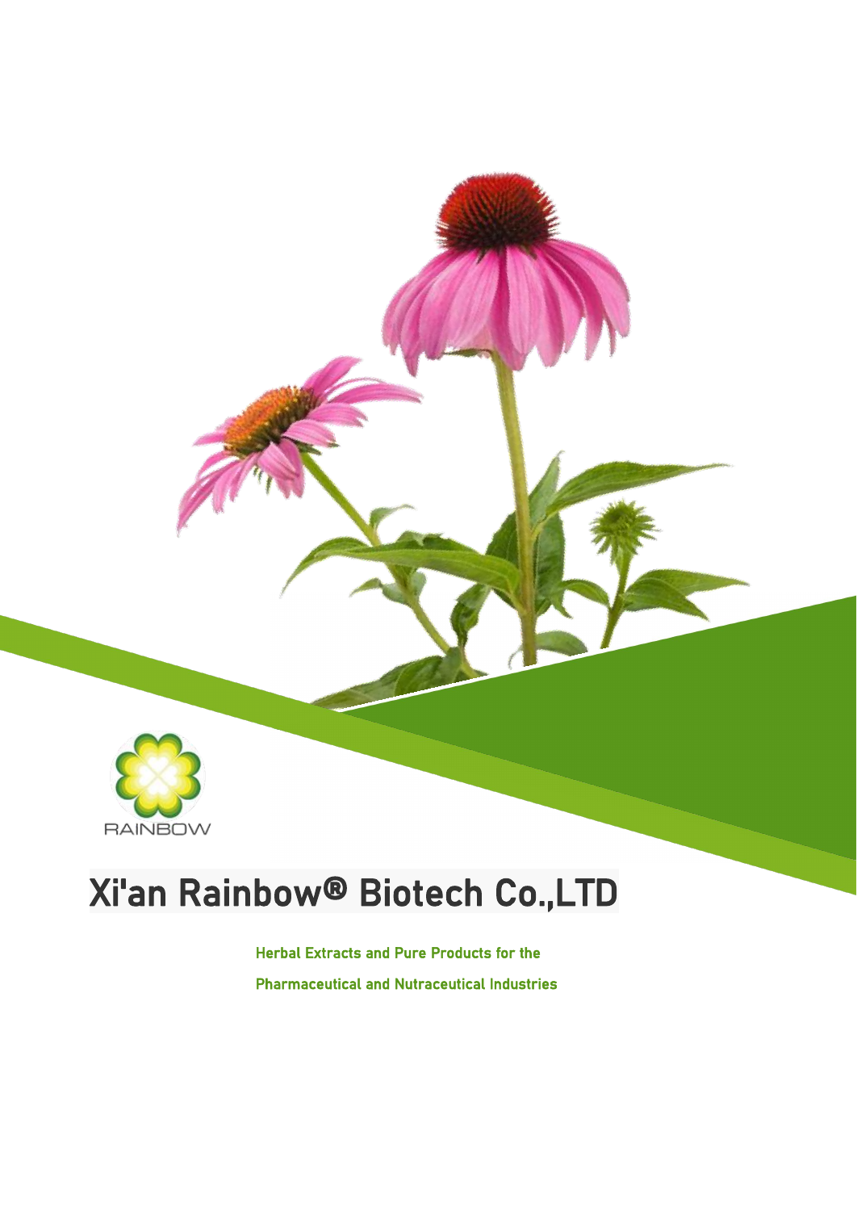RAINBOW

# Xi'an Rainbow® Biotech Co.,LTD

**Herbal Extracts and Pure Products for the**

**Pharmaceutical and Nutraceutical Industries**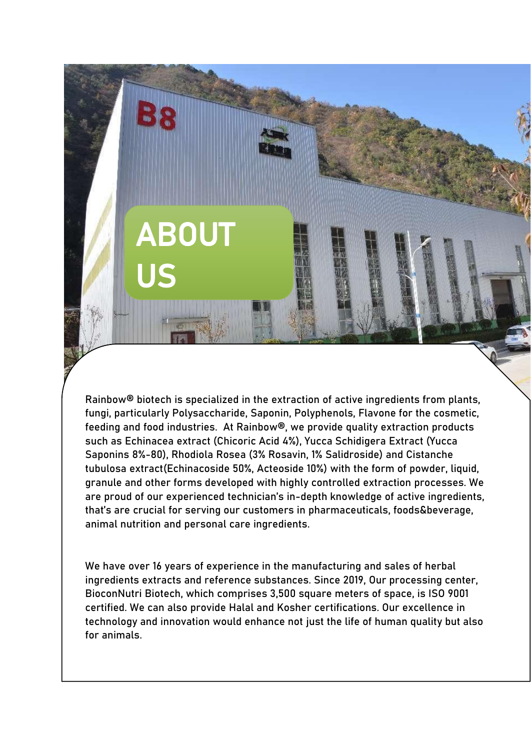# ABOUT US

Rainbow® biotech is specialized in the extraction of active ingredients from plants, fungi, particularly Polysaccharide, Saponin, Polyphenols, Flavone for the cosmetic, feeding and food industries. At Rainbow®, we provide quality extraction products such as Echinacea extract (Chicoric Acid 4%), Yucca Schidigera Extract (Yucca Saponins 8%-80), Rhodiola Rosea (3% Rosavin, 1% Salidroside) and Cistanche tubulosa extract(Echinacoside 50%, Acteoside 10%) with the form of powder, liquid, granule and other forms developed with highly controlled extraction processes. We are proud of our experienced technician's in-depth knowledge of active ingredients, that's are crucial for serving our customers in pharmaceuticals, foods&beverage, animal nutrition and personal care ingredients.

We have over 16 years of experience in the manufacturing and sales of herbal ingredients extracts and reference substances. Since 2019, Our processing center, BioconNutri Biotech, which comprises 3,500 square meters of space, is ISO 9001 certified. We can also provide Halal and Kosher certifications. Our excellence in technology and innovation would enhance not just the life of human quality but also for animals.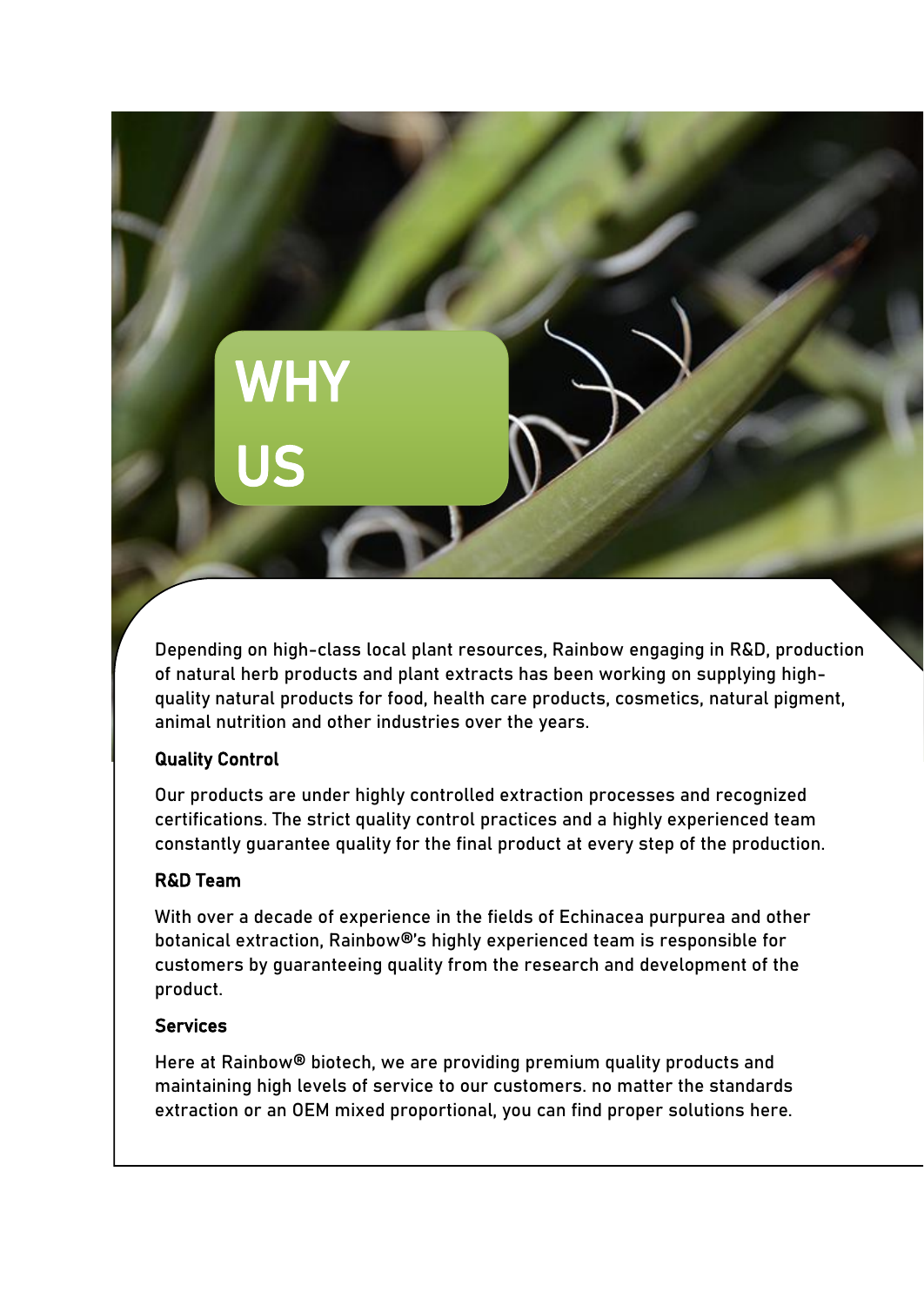# WHY US

Depending on high-class local plant resources, Rainbow engaging in R&D, production of natural herb products and plant extracts has been working on supplying high-quality natural products for food, health care products, cosmetics, natural pigment, animal nutrition and other industries over the years.

### Quality Control

Our products are under highly controlled extraction processes and recognized certifications. The strict quality control practices and a highly experienced team constantly guarantee quality for the final product at every step of the production.

### R&D Team

With over a decade of experience in the fields of Echinacea purpurea and other botanical extraction, Rainbow®'s highly experienced team is responsible for customers by guaranteeing quality from the research and development of the product.

### Services

Here at Rainbow® biotech, we are providing premium quality products and maintaining high levels of service to our customers. no matter the standards extraction or an OEM mixed proportional, you can find proper solutions here.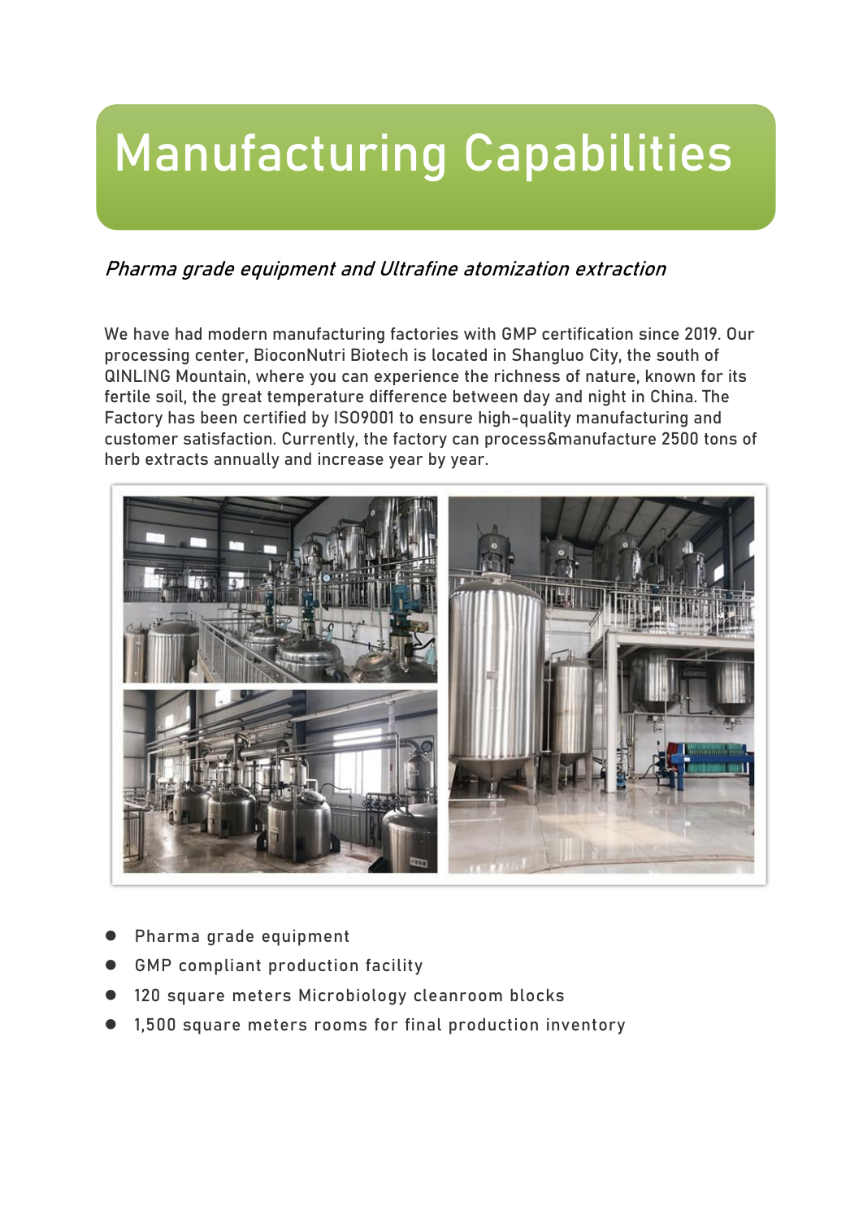# Manufacturing Capabilities

*Pharma grade equipment and Ultrafine atomization extraction*

We have had modern manufacturing factories with GMP certification since 2019. Our processing center, BioconNutri Biotech is located in Shangluo City, the south of QINLING Mountain, where you can experience the richness of nature, known for its fertile soil, the great temperature difference between day and night in China. The Factory has been certified by ISO9001 to ensure high-quality manufacturing and customer satisfaction. Currently, the factory can process&manufacture 2500 tons of herb extracts annually and increase year by year.

- Pharma grade equipment
- GMP compliant production facility
- 120 square meters Microbiology cleanroom blocks
- 1,500 square meters rooms for final production inventory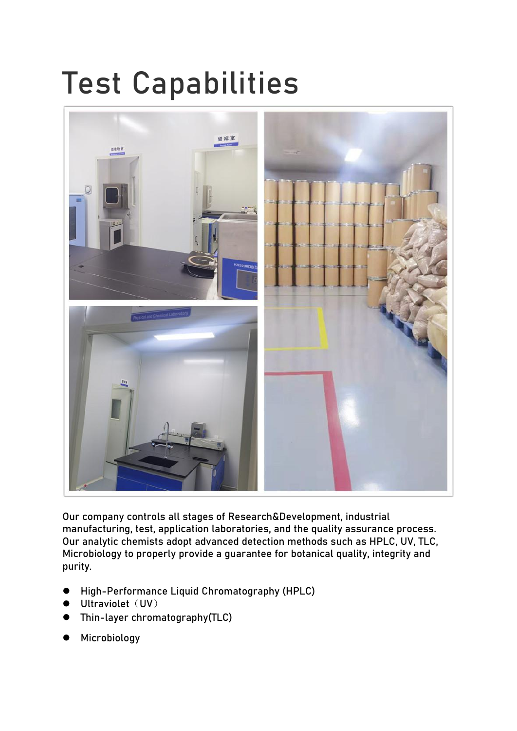# Test Capabilities

Our company controls all stages of Research&Development, industrial manufacturing, test, application laboratories, and the quality assurance process. Our analytic chemists adopt advanced detection methods such as HPLC, UV, TLC, Microbiology to properly provide a guarantee for botanical quality, integrity and purity.

- High-Performance Liquid Chromatography (HPLC)
- Ultraviolet（UV）
- Thin-layer chromatography(TLC)
- Microbiology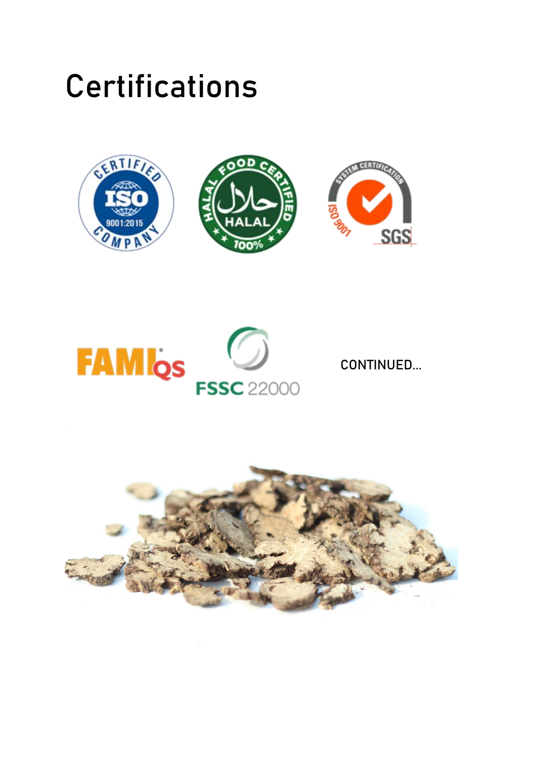# Certifications

CONTINUED...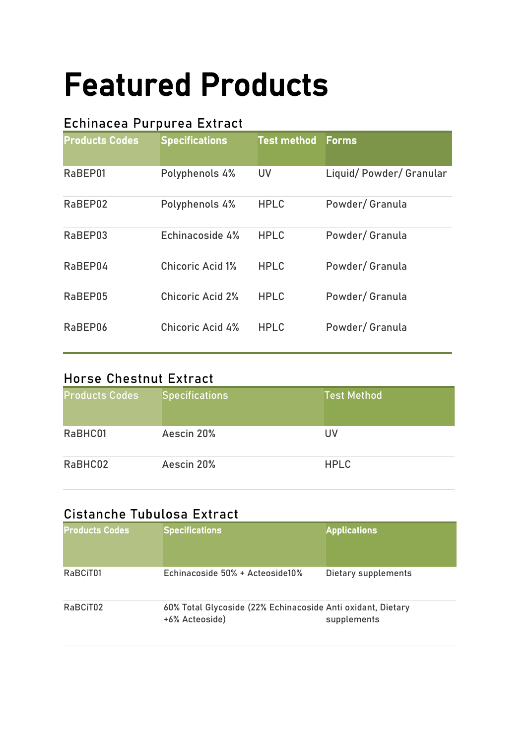# Featured Products

## Echinacea Purpurea Extract

| Products Codes | Specifications | Test method | Forms |
|---|---|---|---|
| RaBEP01 | Polyphenols 4% | UV | Liquid/ Powder/ Granular |
| RaBEP02 | Polyphenols 4% | HPLC | Powder/ Granula |
| RaBEP03 | Echinacoside 4% | HPLC | Powder/ Granula |
| RaBEP04 | Chicoric Acid 1% | HPLC | Powder/ Granula |
| RaBEP05 | Chicoric Acid 2% | HPLC | Powder/ Granula |
| RaBEP06 | Chicoric Acid 4% | HPLC | Powder/ Granula |

## Horse Chestnut Extract

| Products Codes | Specifications | Test Method |
|---|---|---|
| RaBHC01 | Aescin 20% | UV |
| RaBHC02 | Aescin 20% | HPLC |

## Cistanche Tubulosa Extract

| Products Codes | Specifications | Applications |
|---|---|---|
| RaBCiT01 | Echinacoside 50% + Acteoside10% | Dietary supplements |
| RaBCiT02 | 60% Total Glycoside (22% Echinacoside +6% Acteoside) | Anti oxidant, Dietary supplements |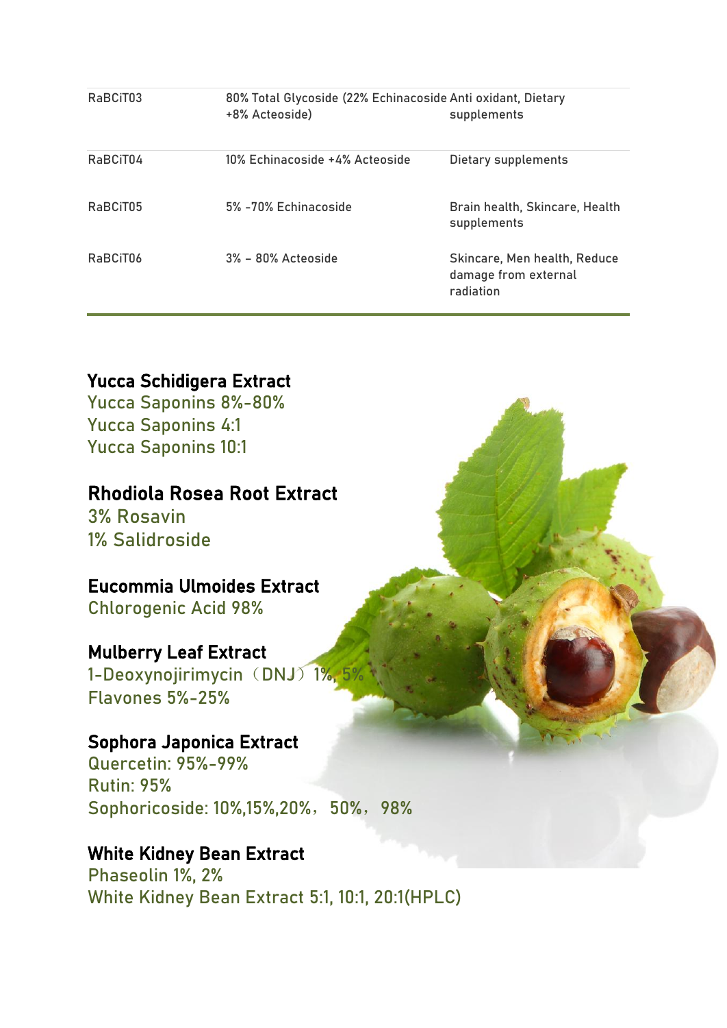| | | |
|---|---|---|
| RaBCiT03 | 80% Total Glycoside (22% Echinacoside +8% Acteoside) | Anti oxidant, Dietary supplements |
| RaBCiT04 | 10% Echinacoside +4% Acteoside | Dietary supplements |
| RaBCiT05 | 5% -70% Echinacoside | Brain health, Skincare, Health supplements |
| RaBCiT06 | 3% – 80% Acteoside | Skincare, Men health, Reduce damage from external radiation |

## Yucca Schidigera Extract

Yucca Saponins 8%-80%
Yucca Saponins 4:1
Yucca Saponins 10:1

## Rhodiola Rosea Root Extract

3% Rosavin
1% Salidroside

## Eucommia Ulmoides Extract

Chlorogenic Acid 98%

## Mulberry Leaf Extract

1-Deoxynojirimycin（DNJ）1%, 5%
Flavones 5%-25%

## Sophora Japonica Extract

Quercetin: 95%-99%
Rutin: 95%
Sophoricoside: 10%,15%,20%，50%，98%

## White Kidney Bean Extract

Phaseolin 1%, 2%
White Kidney Bean Extract 5:1, 10:1, 20:1(HPLC)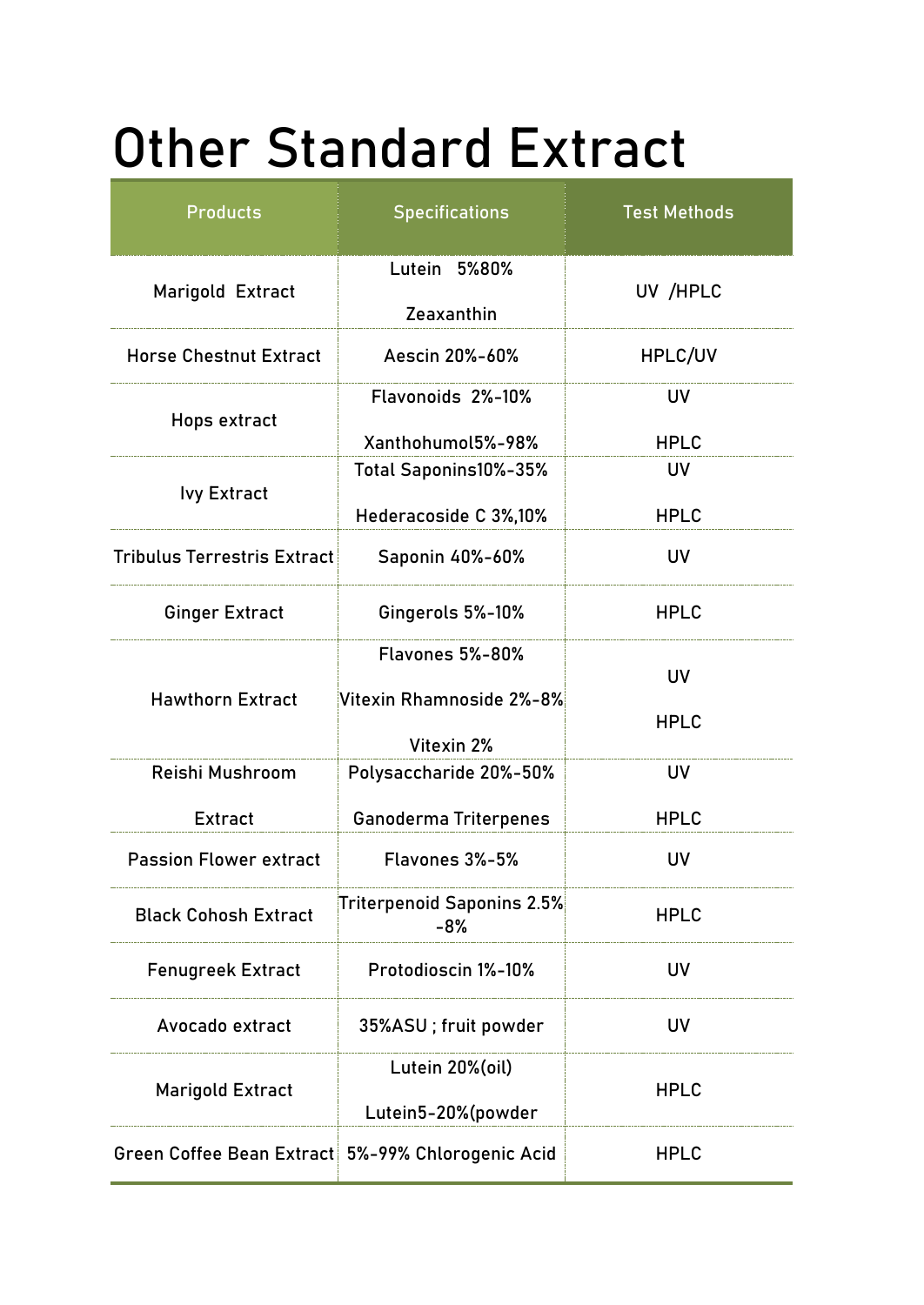# Other Standard Extract

| Products | Specifications | Test Methods |
|---|---|---|
| Marigold Extract | Lutein 5%80%<br><br>Zeaxanthin | UV /HPLC |
| Horse Chestnut Extract | Aescin 20%-60% | HPLC/UV |
| Hops extract | Flavonoids 2%-10%<br><br>Xanthohumol5%-98% | UV<br><br>HPLC |
| Ivy Extract | Total Saponins10%-35%<br><br>Hederacoside C 3%,10% | UV<br><br>HPLC |
| Tribulus Terrestris Extract | Saponin 40%-60% | UV |
| Ginger Extract | Gingerols 5%-10% | HPLC |
| Hawthorn Extract | Flavones 5%-80%<br><br>Vitexin Rhamnoside 2%-8%<br><br>Vitexin 2% | UV<br><br>HPLC |
| Reishi Mushroom<br><br>Extract | Polysaccharide 20%-50%<br><br>Ganoderma Triterpenes | UV<br><br>HPLC |
| Passion Flower extract | Flavones 3%-5% | UV |
| Black Cohosh Extract | Triterpenoid Saponins 2.5% -8% | HPLC |
| Fenugreek Extract | Protodioscin 1%-10% | UV |
| Avocado extract | 35%ASU ; fruit powder | UV |
| Marigold Extract | Lutein 20%(oil)<br><br>Lutein5-20%(powder | HPLC |
| Green Coffee Bean Extract | 5%-99% Chlorogenic Acid | HPLC |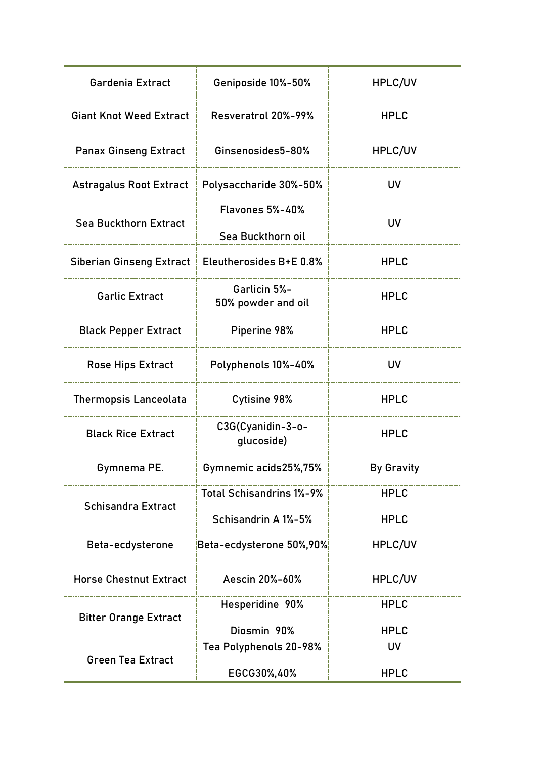| | | |
|---|---|---|
| Gardenia Extract | Geniposide 10%-50% | HPLC/UV |
| Giant Knot Weed Extract | Resveratrol 20%-99% | HPLC |
| Panax Ginseng Extract | Ginsenosides5-80% | HPLC/UV |
| Astragalus Root Extract | Polysaccharide 30%-50% | UV |
| Sea Buckthorn Extract | Flavones 5%-40%<br>Sea Buckthorn oil | UV |
| Siberian Ginseng Extract | Eleutherosides B+E 0.8% | HPLC |
| Garlic Extract | Garlicin 5%-<br>50% powder and oil | HPLC |
| Black Pepper Extract | Piperine 98% | HPLC |
| Rose Hips Extract | Polyphenols 10%-40% | UV |
| Thermopsis Lanceolata | Cytisine 98% | HPLC |
| Black Rice Extract | C3G(Cyanidin-3-o-glucoside) | HPLC |
| Gymnema PE. | Gymnemic acids25%,75% | By Gravity |
| Schisandra Extract | Total Schisandrins 1%-9% | HPLC |
| | Schisandrin A 1%-5% | HPLC |
| Beta-ecdysterone | Beta-ecdysterone 50%,90% | HPLC/UV |
| Horse Chestnut Extract | Aescin 20%-60% | HPLC/UV |
| Bitter Orange Extract | Hesperidine 90% | HPLC |
| | Diosmin 90% | HPLC |
| Green Tea Extract | Tea Polyphenols 20-98% | UV |
| | EGCG30%,40% | HPLC |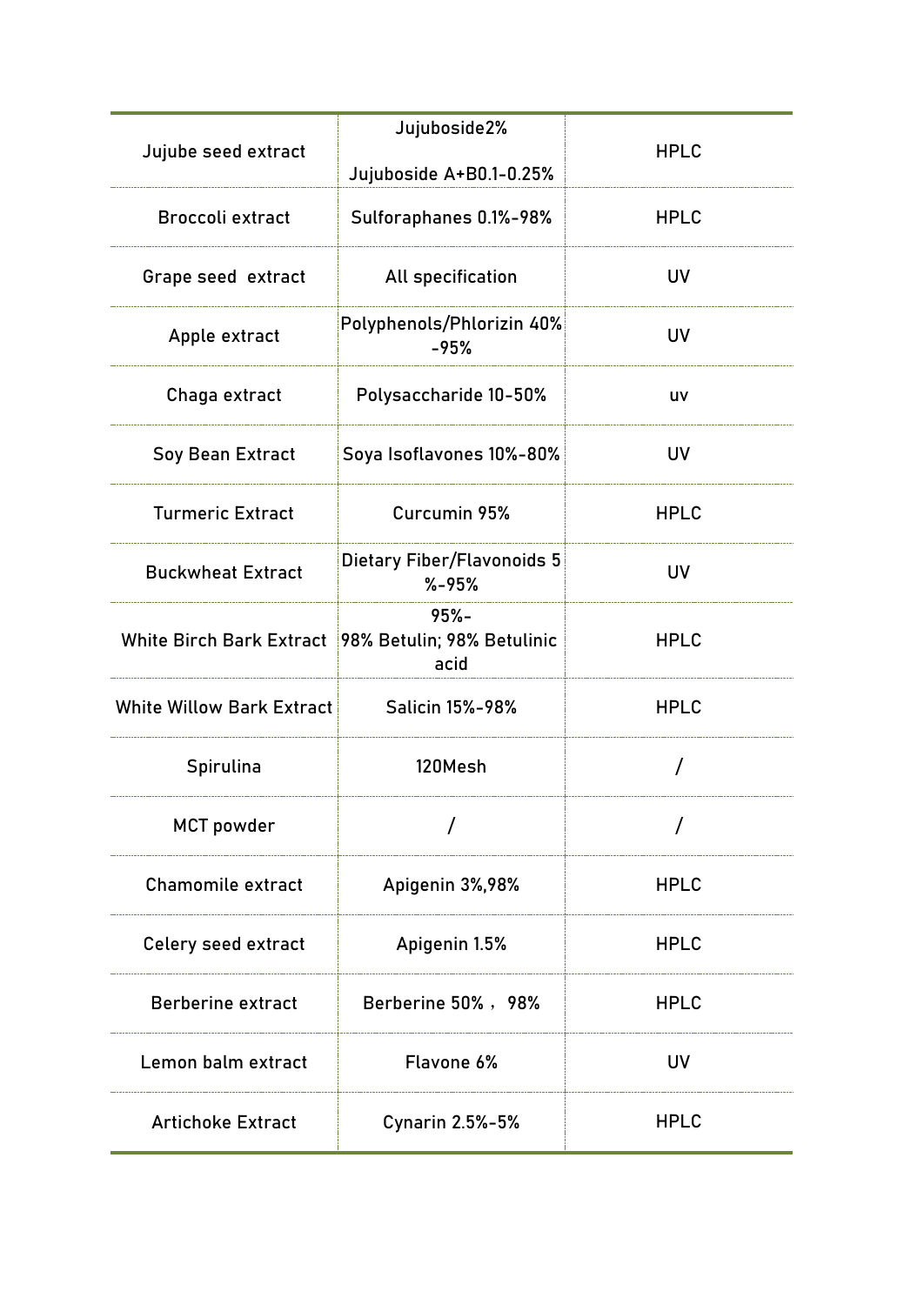| | | |
|---|---|---|
| Jujube seed extract | Jujuboside2%<br><br>Jujuboside A+B0.1-0.25% | HPLC |
| Broccoli extract | Sulforaphanes 0.1%-98% | HPLC |
| Grape seed extract | All specification | UV |
| Apple extract | Polyphenols/Phlorizin 40%-95% | UV |
| Chaga extract | Polysaccharide 10-50% | uv |
| Soy Bean Extract | Soya Isoflavones 10%-80% | UV |
| Turmeric Extract | Curcumin 95% | HPLC |
| Buckwheat Extract | Dietary Fiber/Flavonoids 5%-95% | UV |
| White Birch Bark Extract | 95%-98% Betulin; 98% Betulinic acid | HPLC |
| White Willow Bark Extract | Salicin 15%-98% | HPLC |
| Spirulina | 120Mesh | / |
| MCT powder | / | / |
| Chamomile extract | Apigenin 3%,98% | HPLC |
| Celery seed extract | Apigenin 1.5% | HPLC |
| Berberine extract | Berberine 50%， 98% | HPLC |
| Lemon balm extract | Flavone 6% | UV |
| Artichoke Extract | Cynarin 2.5%-5% | HPLC |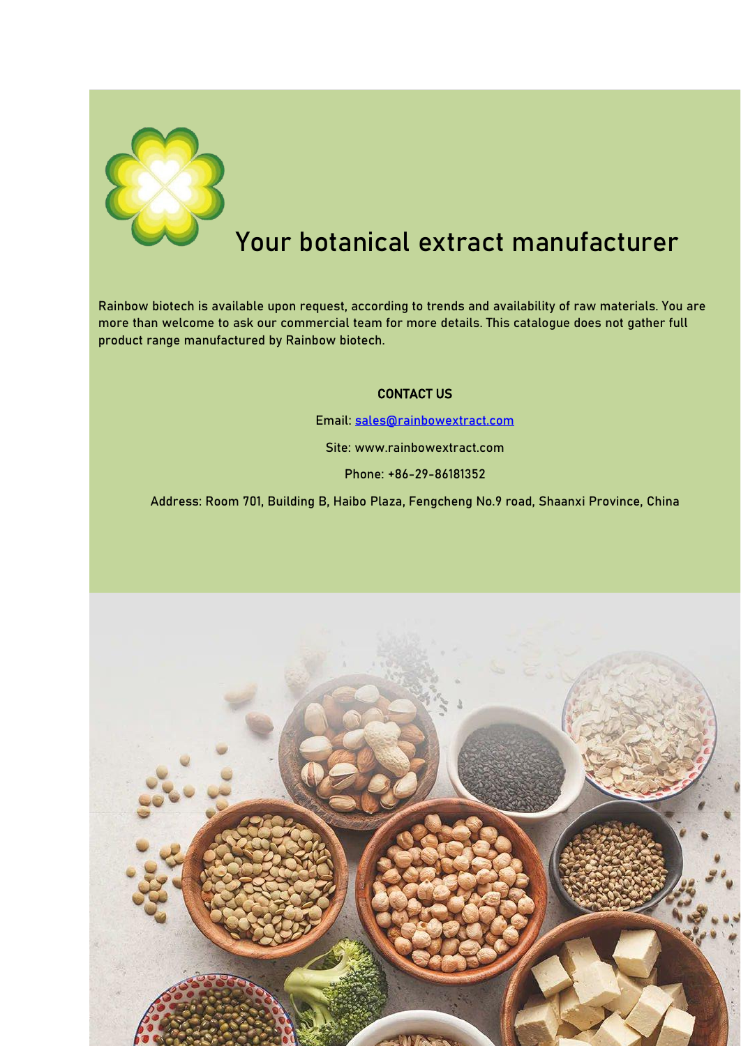# Your botanical extract manufacturer

Rainbow biotech is available upon request, according to trends and availability of raw materials. You are more than welcome to ask our commercial team for more details. This catalogue does not gather full product range manufactured by Rainbow biotech.

**CONTACT US**

Email: sales@rainbowextract.com

Site: www.rainbowextract.com

Phone: +86-29-86181352

Address: Room 701, Building B, Haibo Plaza, Fengcheng No.9 road, Shaanxi Province, China